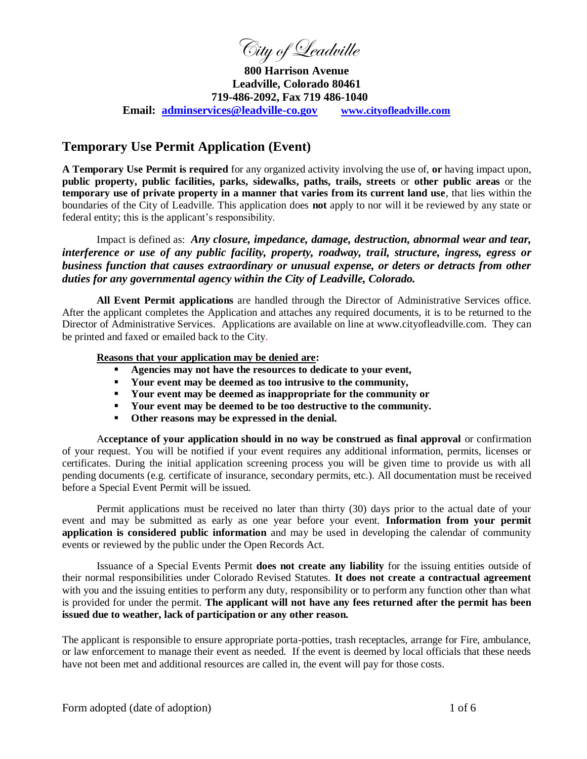# *City of Leadville*

**800 Harrison Avenue**
**Leadville, Colorado 80461**
**719-486-2092, Fax 719 486-1040**
**Email: adminservices@leadville-co.gov     www.cityofleadville.com**

## Temporary Use Permit Application (Event)

**A Temporary Use Permit is required** for any organized activity involving the use of, **or** having impact upon, **public property, public facilities, parks, sidewalks, paths, trails, streets** or **other public areas** or the **temporary use of private property in a manner that varies from its current land use**, that lies within the boundaries of the City of Leadville. This application does **not** apply to nor will it be reviewed by any state or federal entity; this is the applicant's responsibility.

Impact is defined as: ***Any closure, impedance, damage, destruction, abnormal wear and tear, interference or use of any public facility, property, roadway, trail, structure, ingress, egress or business function that causes extraordinary or unusual expense, or deters or detracts from other duties for any governmental agency within the City of Leadville, Colorado.***

**All Event Permit applications** are handled through the Director of Administrative Services office. After the applicant completes the Application and attaches any required documents, it is to be returned to the Director of Administrative Services. Applications are available on line at www.cityofleadville.com. They can be printed and faxed or emailed back to the City.

**Reasons that your application may be denied are:**

- **Agencies may not have the resources to dedicate to your event,**
- **Your event may be deemed as too intrusive to the community,**
- **Your event may be deemed as inappropriate for the community or**
- **Your event may be deemed to be too destructive to the community.**
- **Other reasons may be expressed in the denial.**

A**cceptance of your application should in no way be construed as final approval** or confirmation of your request. You will be notified if your event requires any additional information, permits, licenses or certificates. During the initial application screening process you will be given time to provide us with all pending documents (e.g. certificate of insurance, secondary permits, etc.). All documentation must be received before a Special Event Permit will be issued.

Permit applications must be received no later than thirty (30) days prior to the actual date of your event and may be submitted as early as one year before your event. **Information from your permit application is considered public information** and may be used in developing the calendar of community events or reviewed by the public under the Open Records Act.

Issuance of a Special Events Permit **does not create any liability** for the issuing entities outside of their normal responsibilities under Colorado Revised Statutes. **It does not create a contractual agreement** with you and the issuing entities to perform any duty, responsibility or to perform any function other than what is provided for under the permit. **The applicant will not have any fees returned after the permit has been issued due to weather, lack of participation or any other reason.**

The applicant is responsible to ensure appropriate porta-potties, trash receptacles, arrange for Fire, ambulance, or law enforcement to manage their event as needed. If the event is deemed by local officials that these needs have not been met and additional resources are called in, the event will pay for those costs.

Form adopted (date of adoption)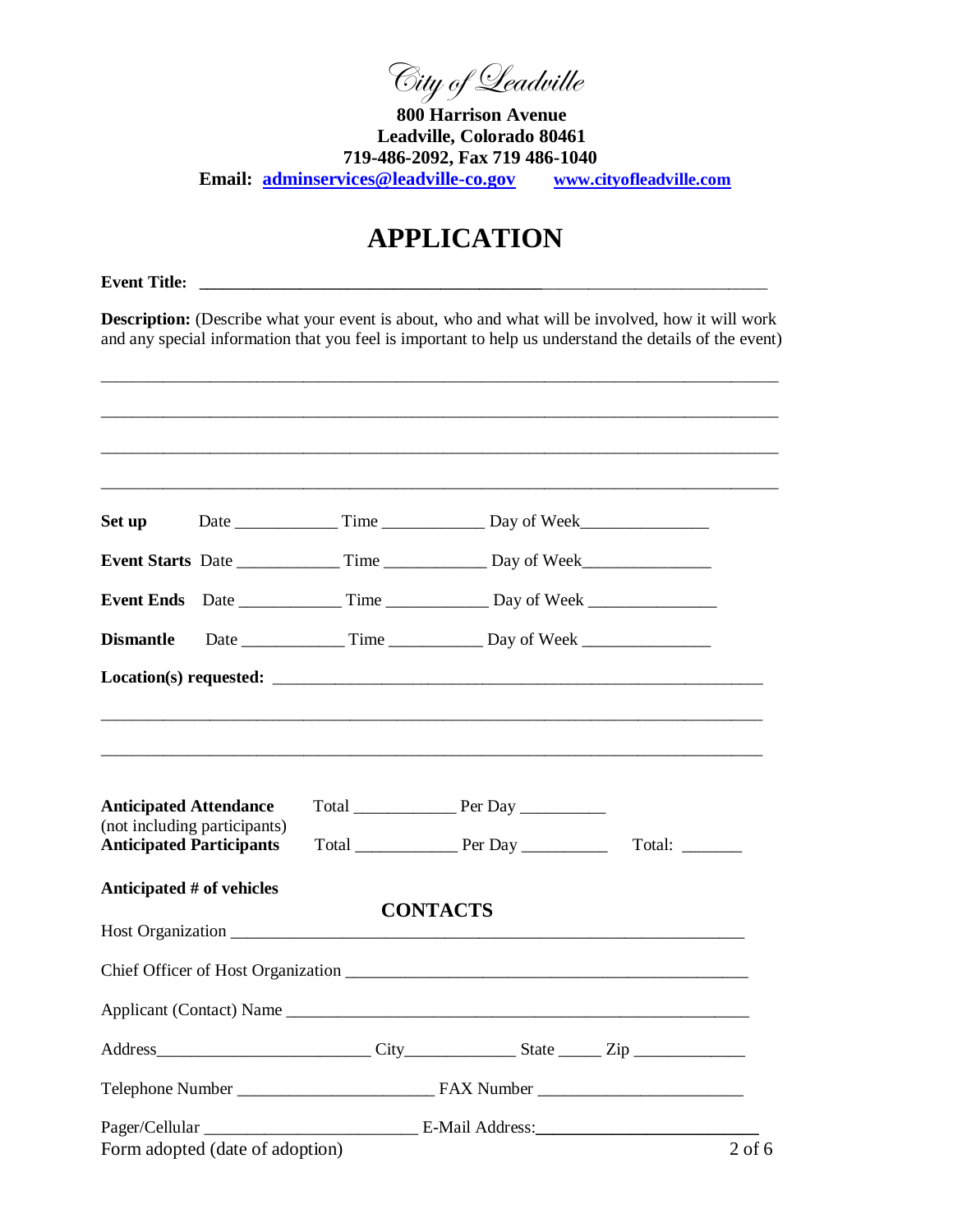City of Leadville

**800 Harrison Avenue**
**Leadville, Colorado 80461**
**719-486-2092, Fax 719 486-1040**
**Email: adminservices@leadville-co.gov** **www.cityofleadville.com**

# APPLICATION

**Event Title:** ____________________________________________________________________

**Description:** (Describe what your event is about, who and what will be involved, how it will work and any special information that you feel is important to help us understand the details of the event)

______________________________________________________________________________

______________________________________________________________________________

______________________________________________________________________________

______________________________________________________________________________

**Set up** Date ____________ Time ____________ Day of Week_______________

**Event Starts** Date ____________ Time ____________ Day of Week_______________

**Event Ends** Date ____________ Time ____________ Day of Week _______________

**Dismantle** Date ____________ Time ___________ Day of Week _______________

**Location(s) requested:** ____________________________________________________________

______________________________________________________________________________

______________________________________________________________________________

**Anticipated Attendance** (not including participants) Total ____________ Per Day __________

**Anticipated Participants** Total ____________ Per Day __________ Total: _______

**Anticipated # of vehicles**

## CONTACTS

Host Organization ___________________________________________________________

Chief Officer of Host Organization ______________________________________________

Applicant (Contact) Name ____________________________________________________

Address_________________________ City_____________ State _____ Zip _____________

Telephone Number ______________________ FAX Number _______________________

Pager/Cellular ________________________ E-Mail Address:________________________

Form adopted (date of adoption)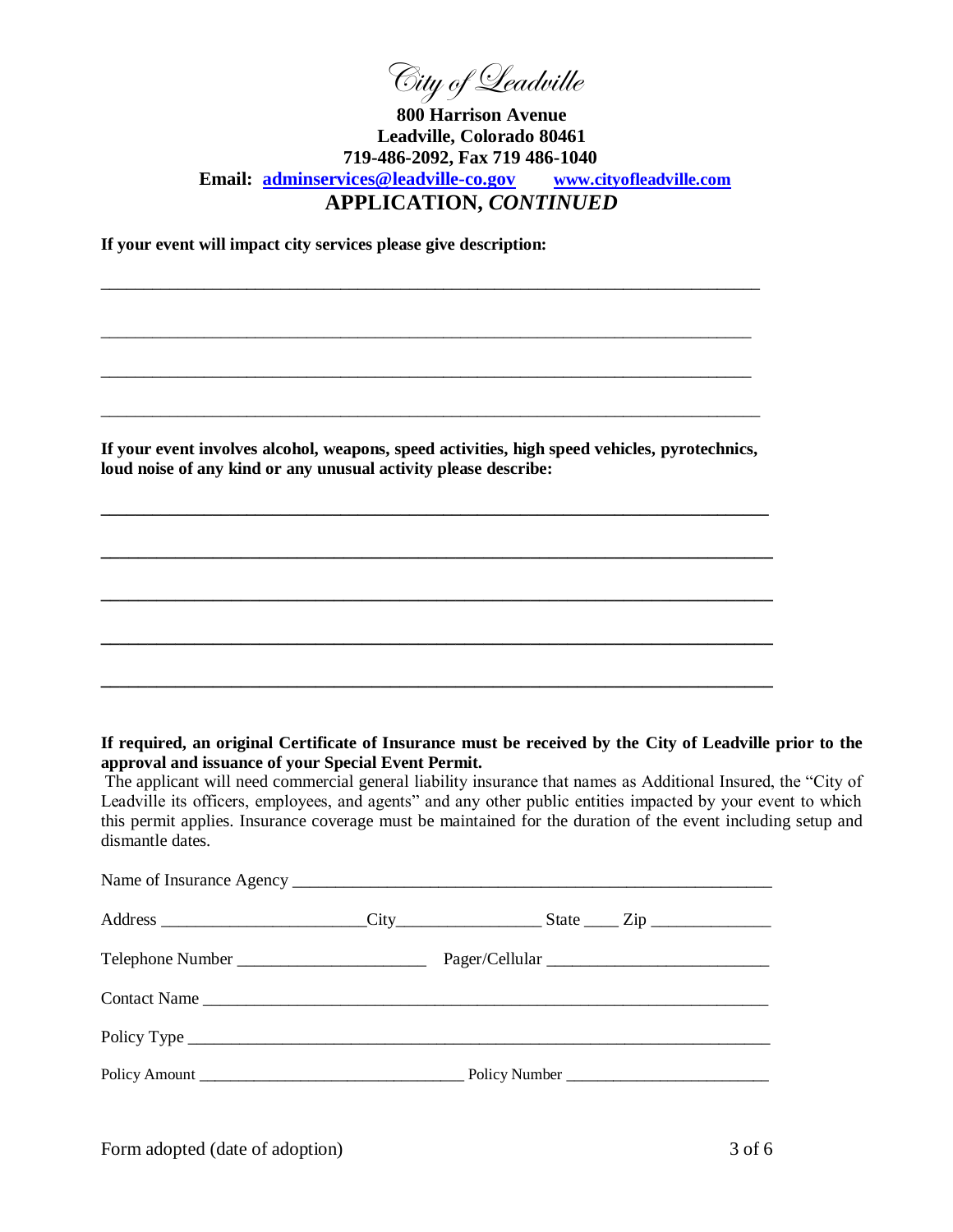*City of Leadville*

**800 Harrison Avenue**
**Leadville, Colorado 80461**
**719-486-2092, Fax 719 486-1040**
**Email: adminservices@leadville-co.gov www.cityofleadville.com**

## APPLICATION, *CONTINUED*

**If your event will impact city services please give description:**

_____________________________________________________________________________

_____________________________________________________________________________

_____________________________________________________________________________

_____________________________________________________________________________

**If your event involves alcohol, weapons, speed activities, high speed vehicles, pyrotechnics, loud noise of any kind or any unusual activity please describe:**

_____________________________________________________________________________

_____________________________________________________________________________

_____________________________________________________________________________

_____________________________________________________________________________

_____________________________________________________________________________

**If required, an original Certificate of Insurance must be received by the City of Leadville prior to the approval and issuance of your Special Event Permit.**
The applicant will need commercial general liability insurance that names as Additional Insured, the "City of Leadville its officers, employees, and agents" and any other public entities impacted by your event to which this permit applies. Insurance coverage must be maintained for the duration of the event including setup and dismantle dates.

Name of Insurance Agency _______________________________________________________

Address _______________________City________________ State ____ Zip _____________

Telephone Number _____________________ Pager/Cellular _________________________

Contact Name _________________________________________________________________

Policy Type ___________________________________________________________________

Policy Amount _______________________________ Policy Number _______________________

Form adopted (date of adoption)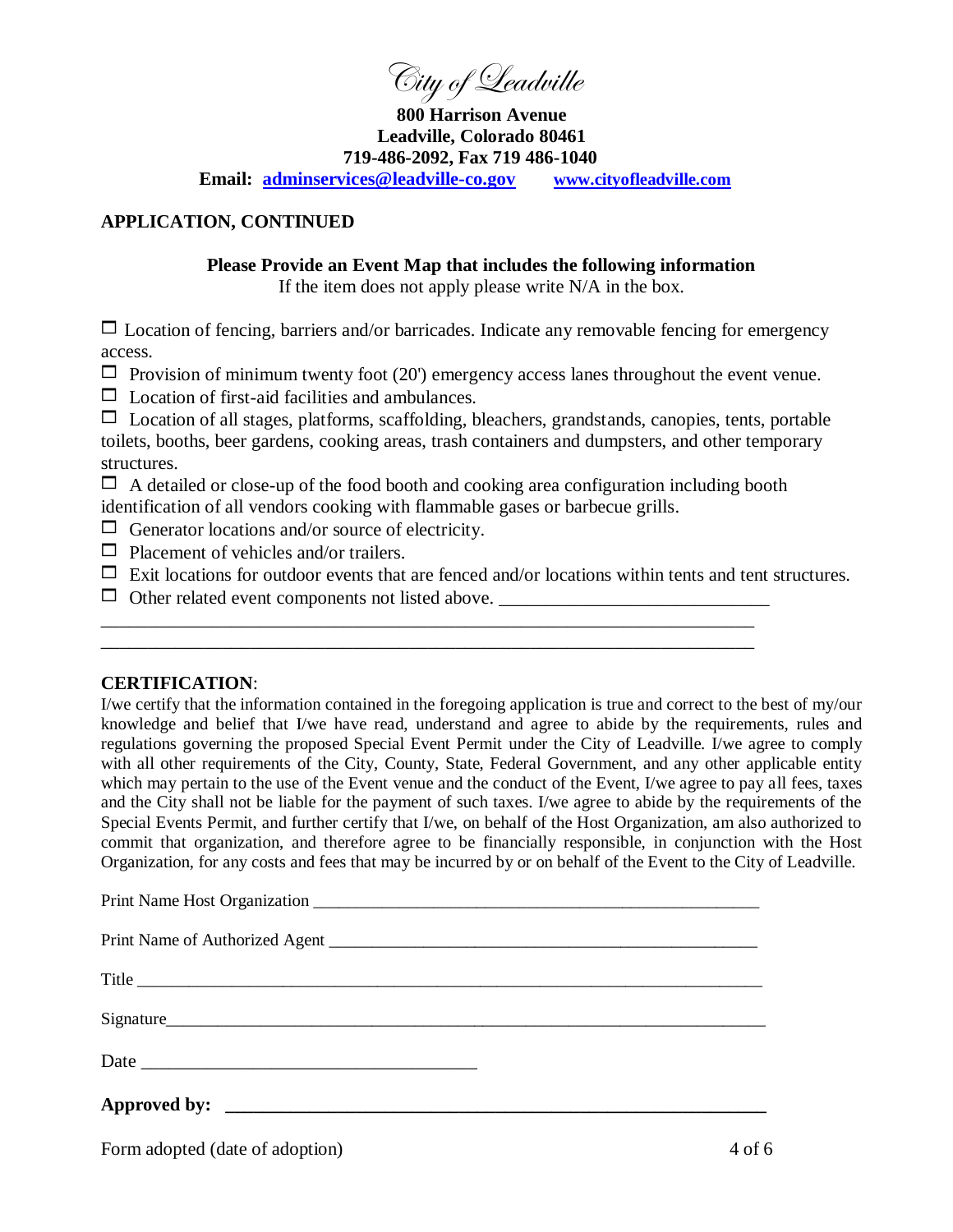City of Leadville

**800 Harrison Avenue**
**Leadville, Colorado 80461**
**719-486-2092, Fax 719 486-1040**
**Email: [adminservices@leadville-co.gov](mailto:adminservices@leadville-co.gov) [www.cityofleadville.com](http://www.cityofleadville.com)**

## APPLICATION, CONTINUED

**Please Provide an Event Map that includes the following information**

If the item does not apply please write N/A in the box.

- ☐ Location of fencing, barriers and/or barricades. Indicate any removable fencing for emergency access.
- ☐ Provision of minimum twenty foot (20') emergency access lanes throughout the event venue.
- ☐ Location of first-aid facilities and ambulances.
- ☐ Location of all stages, platforms, scaffolding, bleachers, grandstands, canopies, tents, portable toilets, booths, beer gardens, cooking areas, trash containers and dumpsters, and other temporary structures.
- ☐ A detailed or close-up of the food booth and cooking area configuration including booth identification of all vendors cooking with flammable gases or barbecue grills.
- ☐ Generator locations and/or source of electricity.
- ☐ Placement of vehicles and/or trailers.
- ☐ Exit locations for outdoor events that are fenced and/or locations within tents and tent structures.
- ☐ Other related event components not listed above. ______________________________

______________________________________________________________________

______________________________________________________________________

**CERTIFICATION**:

I/we certify that the information contained in the foregoing application is true and correct to the best of my/our knowledge and belief that I/we have read, understand and agree to abide by the requirements, rules and regulations governing the proposed Special Event Permit under the City of Leadville. I/we agree to comply with all other requirements of the City, County, State, Federal Government, and any other applicable entity which may pertain to the use of the Event venue and the conduct of the Event, I/we agree to pay all fees, taxes and the City shall not be liable for the payment of such taxes. I/we agree to abide by the requirements of the Special Events Permit, and further certify that I/we, on behalf of the Host Organization, am also authorized to commit that organization, and therefore agree to be financially responsible, in conjunction with the Host Organization, for any costs and fees that may be incurred by or on behalf of the Event to the City of Leadville.

Print Name Host Organization ______________________________________________________

Print Name of Authorized Agent ____________________________________________________

Title ________________________________________________________________________

Signature_____________________________________________________________________

Date ____________________________________

**Approved by: ____________________________________________________________**

Form adopted (date of adoption)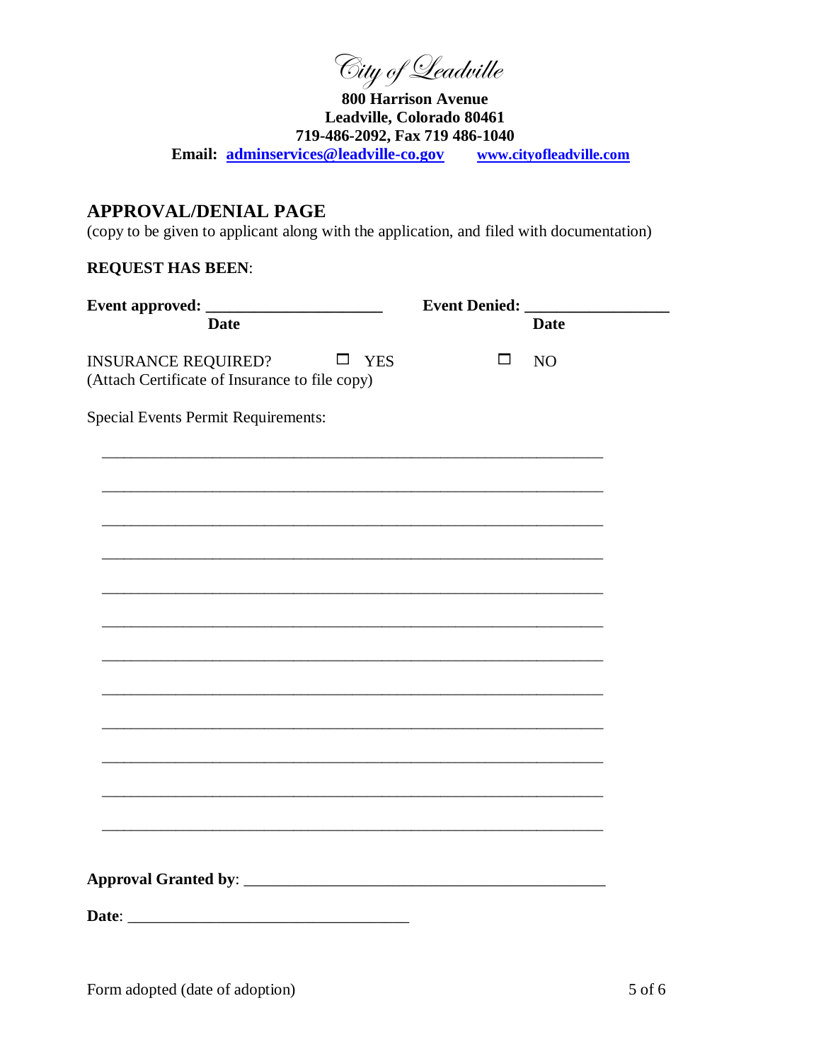City of Leadville

**800 Harrison Avenue**
**Leadville, Colorado 80461**
**719-486-2092, Fax 719 486-1040**
**Email: adminservices@leadville-co.gov** **www.cityofleadville.com**

## APPROVAL/DENIAL PAGE

(copy to be given to applicant along with the application, and filed with documentation)

**REQUEST HAS BEEN**:

**Event approved: ______________________** **Event Denied: __________________**
**Date** **Date**

INSURANCE REQUIRED? ☐ YES ☐ NO
(Attach Certificate of Insurance to file copy)

Special Events Permit Requirements:

_________________________________________________________________

_________________________________________________________________

_________________________________________________________________

_________________________________________________________________

_________________________________________________________________

_________________________________________________________________

_________________________________________________________________

_________________________________________________________________

_________________________________________________________________

_________________________________________________________________

_________________________________________________________________

_________________________________________________________________

**Approval Granted by**: ____________________________________________

**Date**: __________________________________

Form adopted (date of adoption)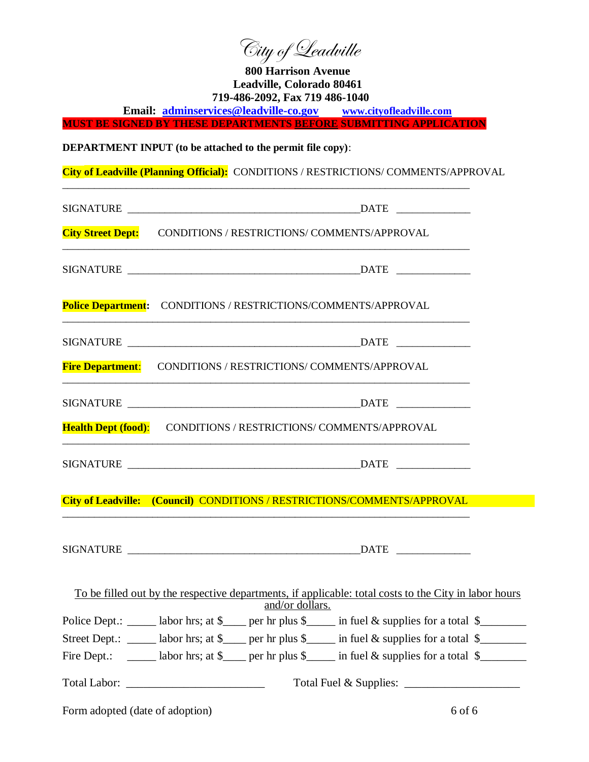# City of Leadville

**800 Harrison Avenue**
**Leadville, Colorado 80461**
**719-486-2092, Fax 719 486-1040**

**Email: adminservices@leadville-co.gov** **www.cityofleadville.com**

**MUST BE SIGNED BY THESE DEPARTMENTS BEFORE SUBMITTING APPLICATION**

**DEPARTMENT INPUT (to be attached to the permit file copy)**:

**City of Leadville (Planning Official):** CONDITIONS / RESTRICTIONS/ COMMENTS/APPROVAL

_______________________________________________________________________________

SIGNATURE ____________________________________________DATE _____________

**City Street Dept:** CONDITIONS / RESTRICTIONS/ COMMENTS/APPROVAL

_______________________________________________________________________________

SIGNATURE ____________________________________________DATE _____________

**Police Department:** CONDITIONS / RESTRICTIONS/COMMENTS/APPROVAL

_______________________________________________________________________________

SIGNATURE ____________________________________________DATE _____________

**Fire Department**: CONDITIONS / RESTRICTIONS/ COMMENTS/APPROVAL

_______________________________________________________________________________

SIGNATURE ____________________________________________DATE _____________

**Health Dept (food)**: CONDITIONS / RESTRICTIONS/ COMMENTS/APPROVAL

_______________________________________________________________________________

SIGNATURE ____________________________________________DATE _____________

**City of Leadville: (Council)** CONDITIONS / RESTRICTIONS/COMMENTS/APPROVAL

_______________________________________________________________________________

SIGNATURE ____________________________________________DATE _____________

To be filled out by the respective departments, if applicable: total costs to the City in labor hours and/or dollars.

Police Dept.: _____ labor hrs; at $____ per hr plus $_____ in fuel & supplies for a total $________

Street Dept.: _____ labor hrs; at $____ per hr plus $_____ in fuel & supplies for a total $________

Fire Dept.: _____ labor hrs; at $____ per hr plus $_____ in fuel & supplies for a total $________

Total Labor: ________________________ Total Fuel & Supplies: ____________________

Form adopted (date of adoption)